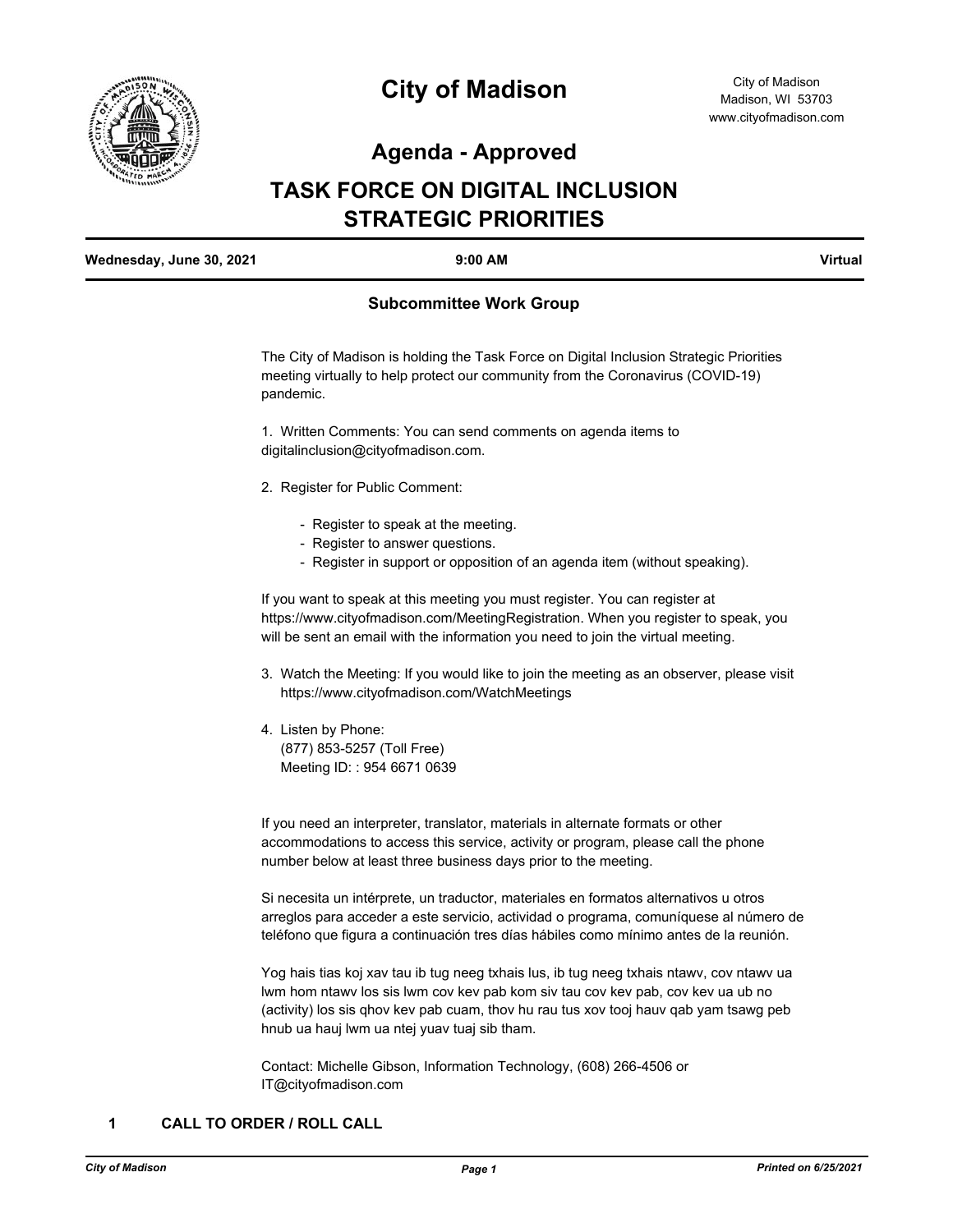# City of Madison

City of Madison
Madison, WI 53703
www.cityofmadison.com

## Agenda - Approved

# TASK FORCE ON DIGITAL INCLUSION STRATEGIC PRIORITIES

**Wednesday, June 30, 2021** | **9:00 AM** | **Virtual**

### Subcommittee Work Group

The City of Madison is holding the Task Force on Digital Inclusion Strategic Priorities meeting virtually to help protect our community from the Coronavirus (COVID-19) pandemic.

1. Written Comments: You can send comments on agenda items to digitalinclusion@cityofmadison.com.

2. Register for Public Comment:

   - Register to speak at the meeting.
   - Register to answer questions.
   - Register in support or opposition of an agenda item (without speaking).

If you want to speak at this meeting you must register. You can register at https://www.cityofmadison.com/MeetingRegistration. When you register to speak, you will be sent an email with the information you need to join the virtual meeting.

3. Watch the Meeting: If you would like to join the meeting as an observer, please visit https://www.cityofmadison.com/WatchMeetings

4. Listen by Phone:
   (877) 853-5257 (Toll Free)
   Meeting ID: : 954 6671 0639

If you need an interpreter, translator, materials in alternate formats or other accommodations to access this service, activity or program, please call the phone number below at least three business days prior to the meeting.

Si necesita un intérprete, un traductor, materiales en formatos alternativos u otros arreglos para acceder a este servicio, actividad o programa, comuníquese al número de teléfono que figura a continuación tres días hábiles como mínimo antes de la reunión.

Yog hais tias koj xav tau ib tug neeg txhais lus, ib tug neeg txhais ntawv, cov ntawv ua lwm hom ntawv los sis lwm cov kev pab kom siv tau cov kev pab, cov kev ua ub no (activity) los sis qhov kev pab cuam, thov hu rau tus xov tooj hauv qab yam tsawg peb hnub ua hauj lwm ua ntej yuav tuaj sib tham.

Contact: Michelle Gibson, Information Technology, (608) 266-4506 or IT@cityofmadison.com

**1 CALL TO ORDER / ROLL CALL**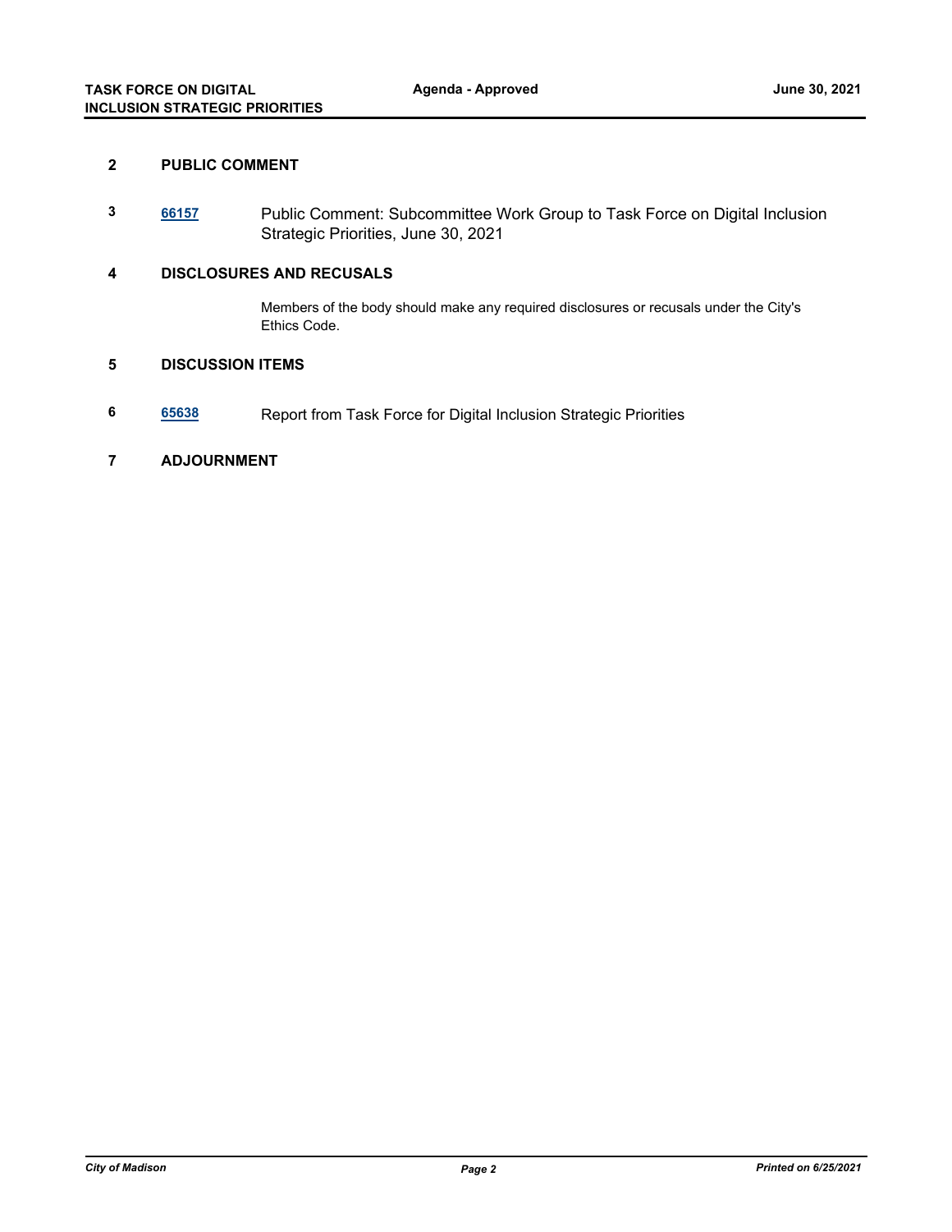## 2 PUBLIC COMMENT

**3** **66157** Public Comment: Subcommittee Work Group to Task Force on Digital Inclusion Strategic Priorities, June 30, 2021

## 4 DISCLOSURES AND RECUSALS

Members of the body should make any required disclosures or recusals under the City's Ethics Code.

## 5 DISCUSSION ITEMS

**6** **65638** Report from Task Force for Digital Inclusion Strategic Priorities

## 7 ADJOURNMENT